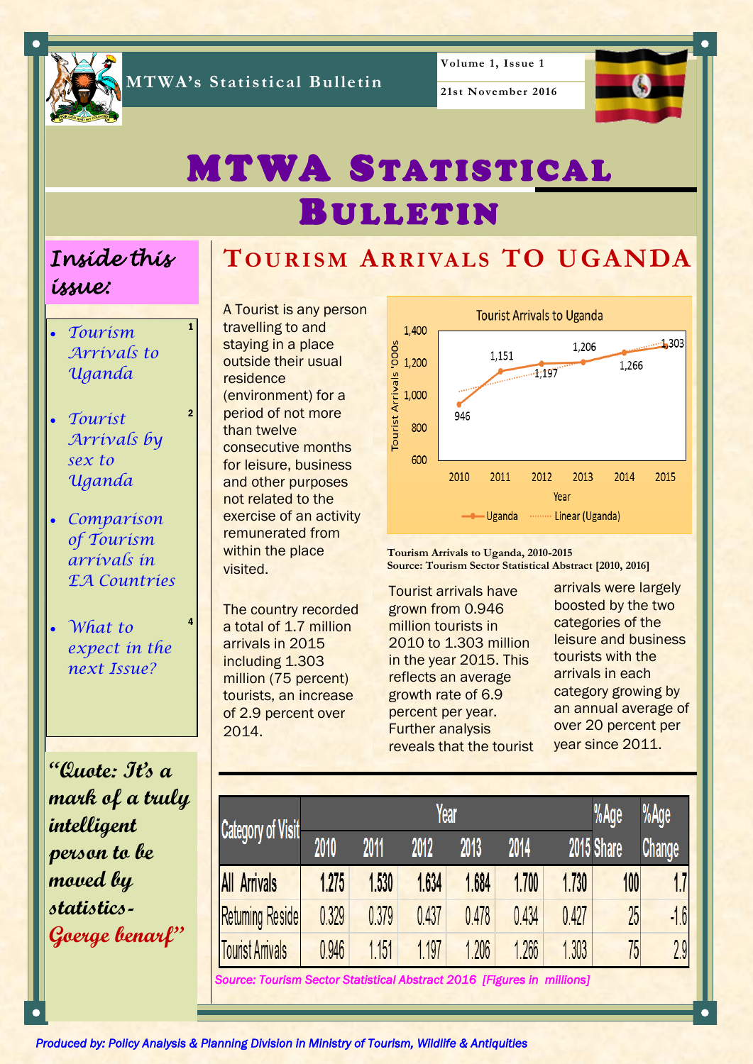MTWA's Statistical Bulletin

Volume 1, Issue 1

21st November 2016

# MTWA Statistical Bulletin

## Inside this issue:

- *Tourism Arrivals to Uganda* 1
- *Tourist Arrivals by sex to Uganda* 2
- *Comparison of Tourism arrivals in EA Countries*
- *What to expect in the next Issue?* 4

***"Quote: It's a mark of a truly intelligent person to be moved by statistics- Goerge benarf"***

## Tourism Arrivals TO UGANDA

A Tourist is any person travelling to and staying in a place outside their usual residence (environment) for a period of not more than twelve consecutive months for leisure, business and other purposes not related to the exercise of an activity remunerated from within the place visited.

The country recorded a total of 1.7 million arrivals in 2015 including 1.303 million (75 percent) tourists, an increase of 2.9 percent over 2014.

Tourist Arrivals to Uganda

| Year | Tourist Arrivals '000s |
|---|---|
| 2010 | 946 |
| 2011 | 1,151 |
| 2012 | 1,197 |
| 2013 | 1,206 |
| 2014 | 1,266 |
| 2015 | 1,303 |

**Tourism Arrivals to Uganda, 2010-2015**
**Source: Tourism Sector Statistical Abstract [2010, 2016]**

Tourist arrivals have grown from 0.946 million tourists in 2010 to 1.303 million in the year 2015. This reflects an average growth rate of 6.9 percent per year. Further analysis reveals that the tourist arrivals were largely boosted by the two categories of the leisure and business tourists with the arrivals in each category growing by an annual average of over 20 percent per year since 2011.

| Category of Visit | Year | | | | | | %Age | %Age |
|---|---|---|---|---|---|---|---|---|
| | 2010 | 2011 | 2012 | 2013 | 2014 | 2015 | Share | Change |
| All Arrivals | 1.275 | 1.530 | 1.634 | 1.684 | 1.700 | 1.730 | 100 | 1.7 |
| Returning Reside | 0.329 | 0.379 | 0.437 | 0.478 | 0.434 | 0.427 | 25 | -1.6 |
| Tourist Arrivals | 0.946 | 1.151 | 1.197 | 1.206 | 1.266 | 1.303 | 75 | 2.9 |

*Source: Tourism Sector Statistical Abstract 2016 [Figures in millions]*

*Produced by: Policy Analysis & Planning Division in Ministry of Tourism, Wildlife & Antiquities*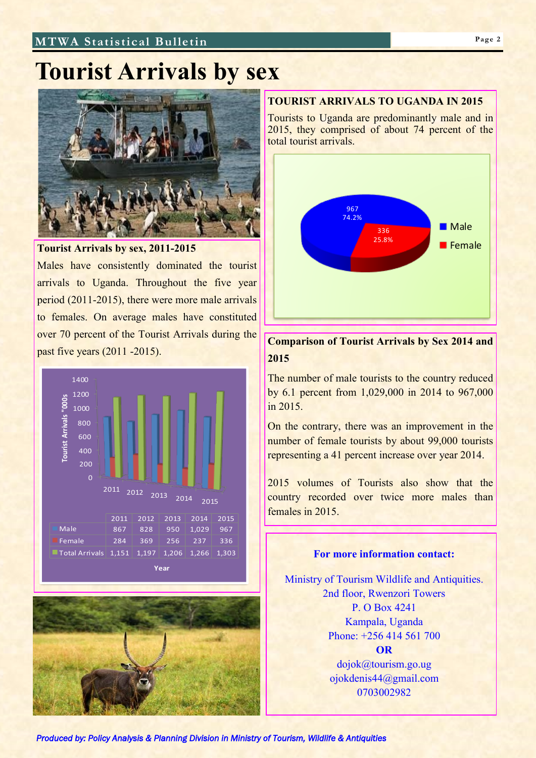# Tourist Arrivals by sex

### Tourist Arrivals by sex, 2011-2015

Males have consistently dominated the tourist arrivals to Uganda. Throughout the five year period (2011-2015), there were more male arrivals to females. On average males have constituted over 70 percent of the Tourist Arrivals during the past five years (2011 -2015).

| | 2011 | 2012 | 2013 | 2014 | 2015 |
|---|---|---|---|---|---|
| Male | 867 | 828 | 950 | 1,029 | 967 |
| Female | 284 | 369 | 256 | 237 | 336 |
| Total Arrivals | 1,151 | 1,197 | 1,206 | 1,266 | 1,303 |

Tourist Arrivals "000s — Year

### TOURIST ARRIVALS TO UGANDA IN 2015

Tourists to Uganda are predominantly male and in 2015, they comprised of about 74 percent of the total tourist arrivals.

| | Number | Percent |
|---|---|---|
| Male | 967 | 74.2% |
| Female | 336 | 25.8% |

### Comparison of Tourist Arrivals by Sex 2014 and 2015

The number of male tourists to the country reduced by 6.1 percent from 1,029,000 in 2014 to 967,000 in 2015.

On the contrary, there was an improvement in the number of female tourists by about 99,000 tourists representing a 41 percent increase over year 2014.

2015 volumes of Tourists also show that the country recorded over twice more males than females in 2015.

**For more information contact:**

Ministry of Tourism Wildlife and Antiquities.
2nd floor, Rwenzori Towers
P. O Box 4241
Kampala, Uganda
Phone: +256 414 561 700
**OR**
dojok@tourism.go.ug
ojokdenis44@gmail.com
0703002982

*Produced by: Policy Analysis & Planning Division in Ministry of Tourism, Wildlife & Antiquities*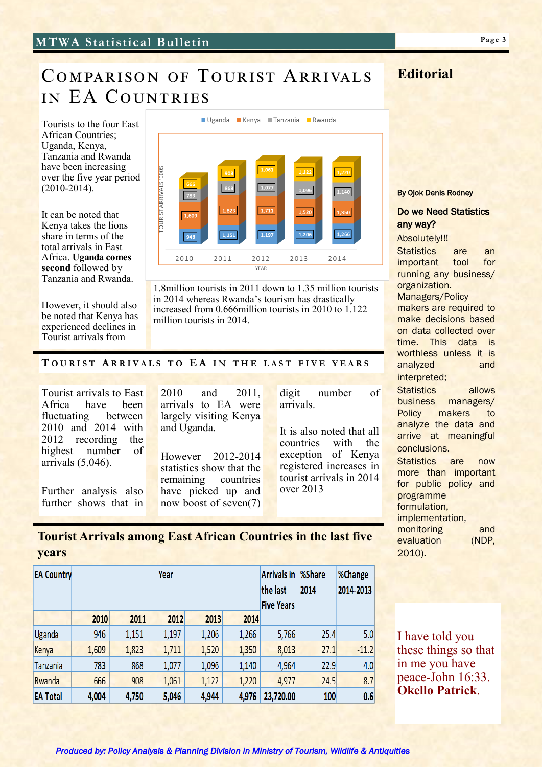# Comparison of Tourist Arrivals in EA Countries

Tourists to the four East African Countries; Uganda, Kenya, Tanzania and Rwanda have been increasing over the five year period (2010-2014).

It can be noted that Kenya takes the lions share in terms of the total arrivals in East Africa. **Uganda comes second** followed by Tanzania and Rwanda.

However, it should also be noted that Kenya has experienced declines in Tourist arrivals from 1.8million tourists in 2011 down to 1.35 million tourists in 2014 whereas Rwanda's tourism has drastically increased from 0.666million tourists in 2010 to 1.122 million tourists in 2014.

Uganda Kenya Tanzania Rwanda

TOURIST ARRIVALS '000S

YEAR

2010: 946, 1,609, 783, 666
2011: 1,151, 1,823, 868, 908
2012: 1,197, 1,711, 1,077, 1,061
2013: 1,206, 1,520, 1,096, 1,122
2014: 1,266, 1,350, 1,140, 1,220

## Tourist Arrivals to EA in the last five years

Tourist arrivals to East Africa have been fluctuating between 2010 and 2014 with 2012 recording the highest number of arrivals (5,046).

Further analysis also further shows that in 2010 and 2011, arrivals to EA were largely visiting Kenya and Uganda.

However 2012-2014 statistics show that the remaining countries have picked up and now boost of seven(7) digit number of arrivals.

It is also noted that all countries with the exception of Kenya registered increases in tourist arrivals in 2014 over 2013

## Tourist Arrivals among East African Countries in the last five years

| EA Country | Year | | | | | Arrivals in the last Five Years | %Share 2014 | %Change 2014-2013 |
|---|---|---|---|---|---|---|---|---|
| | 2010 | 2011 | 2012 | 2013 | 2014 | | | |
| Uganda | 946 | 1,151 | 1,197 | 1,206 | 1,266 | 5,766 | 25.4 | 5.0 |
| Kenya | 1,609 | 1,823 | 1,711 | 1,520 | 1,350 | 8,013 | 27.1 | -11.2 |
| Tanzania | 783 | 868 | 1,077 | 1,096 | 1,140 | 4,964 | 22.9 | 4.0 |
| Rwanda | 666 | 908 | 1,061 | 1,122 | 1,220 | 4,977 | 24.5 | 8.7 |
| **EA Total** | **4,004** | **4,750** | **5,046** | **4,944** | **4,976** | **23,720.00** | **100** | **0.6** |

# Editorial

By Ojok Denis Rodney

**Do we Need Statistics any way?**

Absolutely!!!

Statistics are an important tool for running any business/ organization.

Managers/Policy makers are required to make decisions based on data collected over time. This data is worthless unless it is analyzed and interpreted;

Statistics allows business managers/ Policy makers to analyze the data and arrive at meaningful conclusions.

Statistics are now more than important for public policy and programme formulation, implementation, monitoring and evaluation (NDP, 2010).

I have told you these things so that in me you have peace-John 16:33. **Okello Patrick**.

*Produced by: Policy Analysis & Planning Division in Ministry of Tourism, Wildlife & Antiquities*